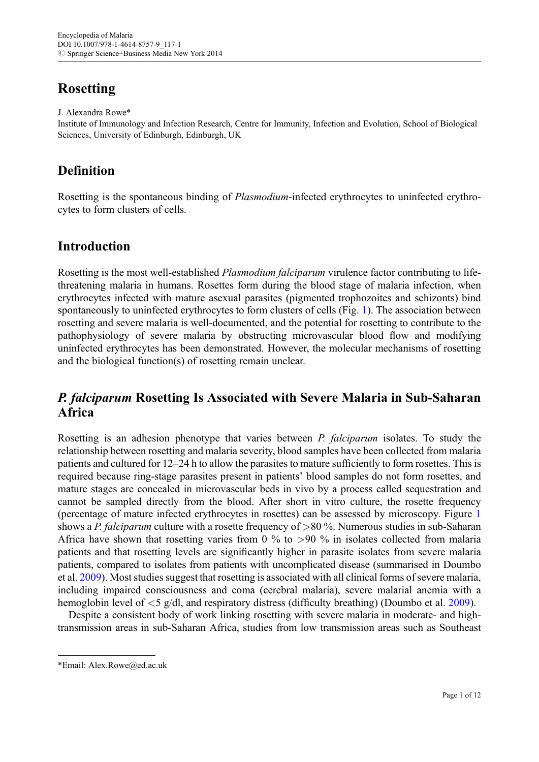Encyclopedia of Malaria
DOI 10.1007/978-1-4614-8757-9_117-1
© Springer Science+Business Media New York 2014

# Rosetting

J. Alexandra Rowe*
Institute of Immunology and Infection Research, Centre for Immunity, Infection and Evolution, School of Biological Sciences, University of Edinburgh, Edinburgh, UK

## Definition

Rosetting is the spontaneous binding of *Plasmodium*-infected erythrocytes to uninfected erythrocytes to form clusters of cells.

## Introduction

Rosetting is the most well-established *Plasmodium falciparum* virulence factor contributing to life-threatening malaria in humans. Rosettes form during the blood stage of malaria infection, when erythrocytes infected with mature asexual parasites (pigmented trophozoites and schizonts) bind spontaneously to uninfected erythrocytes to form clusters of cells (Fig. 1). The association between rosetting and severe malaria is well-documented, and the potential for rosetting to contribute to the pathophysiology of severe malaria by obstructing microvascular blood flow and modifying uninfected erythrocytes has been demonstrated. However, the molecular mechanisms of rosetting and the biological function(s) of rosetting remain unclear.

## *P. falciparum* Rosetting Is Associated with Severe Malaria in Sub-Saharan Africa

Rosetting is an adhesion phenotype that varies between *P. falciparum* isolates. To study the relationship between rosetting and malaria severity, blood samples have been collected from malaria patients and cultured for 12–24 h to allow the parasites to mature sufficiently to form rosettes. This is required because ring-stage parasites present in patients' blood samples do not form rosettes, and mature stages are concealed in microvascular beds in vivo by a process called sequestration and cannot be sampled directly from the blood. After short in vitro culture, the rosette frequency (percentage of mature infected erythrocytes in rosettes) can be assessed by microscopy. Figure 1 shows a *P. falciparum* culture with a rosette frequency of >80 %. Numerous studies in sub-Saharan Africa have shown that rosetting varies from 0 % to >90 % in isolates collected from malaria patients and that rosetting levels are significantly higher in parasite isolates from severe malaria patients, compared to isolates from patients with uncomplicated disease (summarised in Doumbo et al. 2009). Most studies suggest that rosetting is associated with all clinical forms of severe malaria, including impaired consciousness and coma (cerebral malaria), severe malarial anemia with a hemoglobin level of <5 g/dl, and respiratory distress (difficulty breathing) (Doumbo et al. 2009).

Despite a consistent body of work linking rosetting with severe malaria in moderate- and high-transmission areas in sub-Saharan Africa, studies from low transmission areas such as Southeast

*Email: Alex.Rowe@ed.ac.uk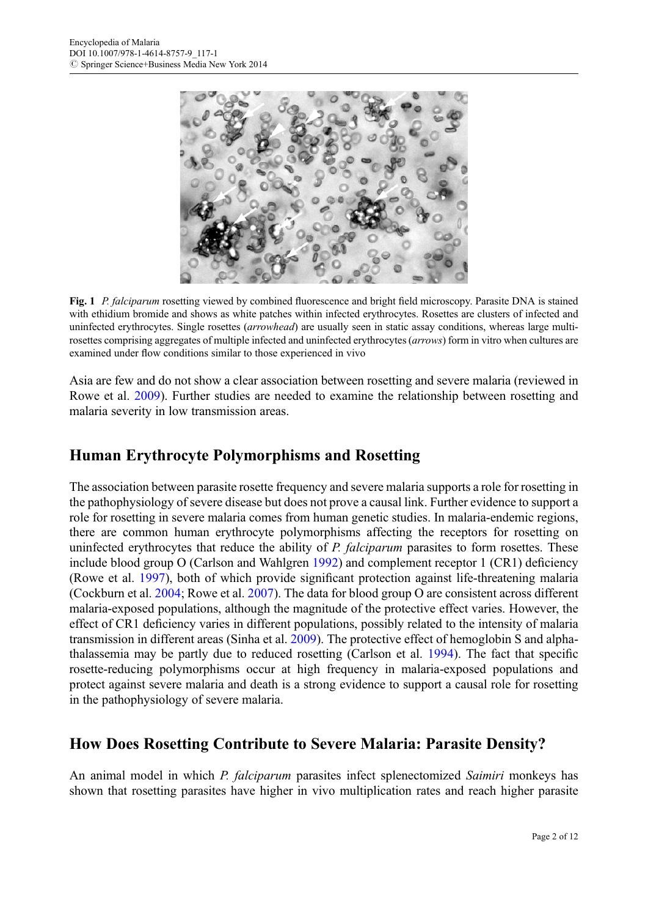**Fig. 1** *P. falciparum* rosetting viewed by combined fluorescence and bright field microscopy. Parasite DNA is stained with ethidium bromide and shows as white patches within infected erythrocytes. Rosettes are clusters of infected and uninfected erythrocytes. Single rosettes (*arrowhead*) are usually seen in static assay conditions, whereas large multi-rosettes comprising aggregates of multiple infected and uninfected erythrocytes (*arrows*) form in vitro when cultures are examined under flow conditions similar to those experienced in vivo

Asia are few and do not show a clear association between rosetting and severe malaria (reviewed in Rowe et al. 2009). Further studies are needed to examine the relationship between rosetting and malaria severity in low transmission areas.

## Human Erythrocyte Polymorphisms and Rosetting

The association between parasite rosette frequency and severe malaria supports a role for rosetting in the pathophysiology of severe disease but does not prove a causal link. Further evidence to support a role for rosetting in severe malaria comes from human genetic studies. In malaria-endemic regions, there are common human erythrocyte polymorphisms affecting the receptors for rosetting on uninfected erythrocytes that reduce the ability of *P. falciparum* parasites to form rosettes. These include blood group O (Carlson and Wahlgren 1992) and complement receptor 1 (CR1) deficiency (Rowe et al. 1997), both of which provide significant protection against life-threatening malaria (Cockburn et al. 2004; Rowe et al. 2007). The data for blood group O are consistent across different malaria-exposed populations, although the magnitude of the protective effect varies. However, the effect of CR1 deficiency varies in different populations, possibly related to the intensity of malaria transmission in different areas (Sinha et al. 2009). The protective effect of hemoglobin S and alpha-thalassemia may be partly due to reduced rosetting (Carlson et al. 1994). The fact that specific rosette-reducing polymorphisms occur at high frequency in malaria-exposed populations and protect against severe malaria and death is a strong evidence to support a causal role for rosetting in the pathophysiology of severe malaria.

## How Does Rosetting Contribute to Severe Malaria: Parasite Density?

An animal model in which *P. falciparum* parasites infect splenectomized *Saimiri* monkeys has shown that rosetting parasites have higher in vivo multiplication rates and reach higher parasite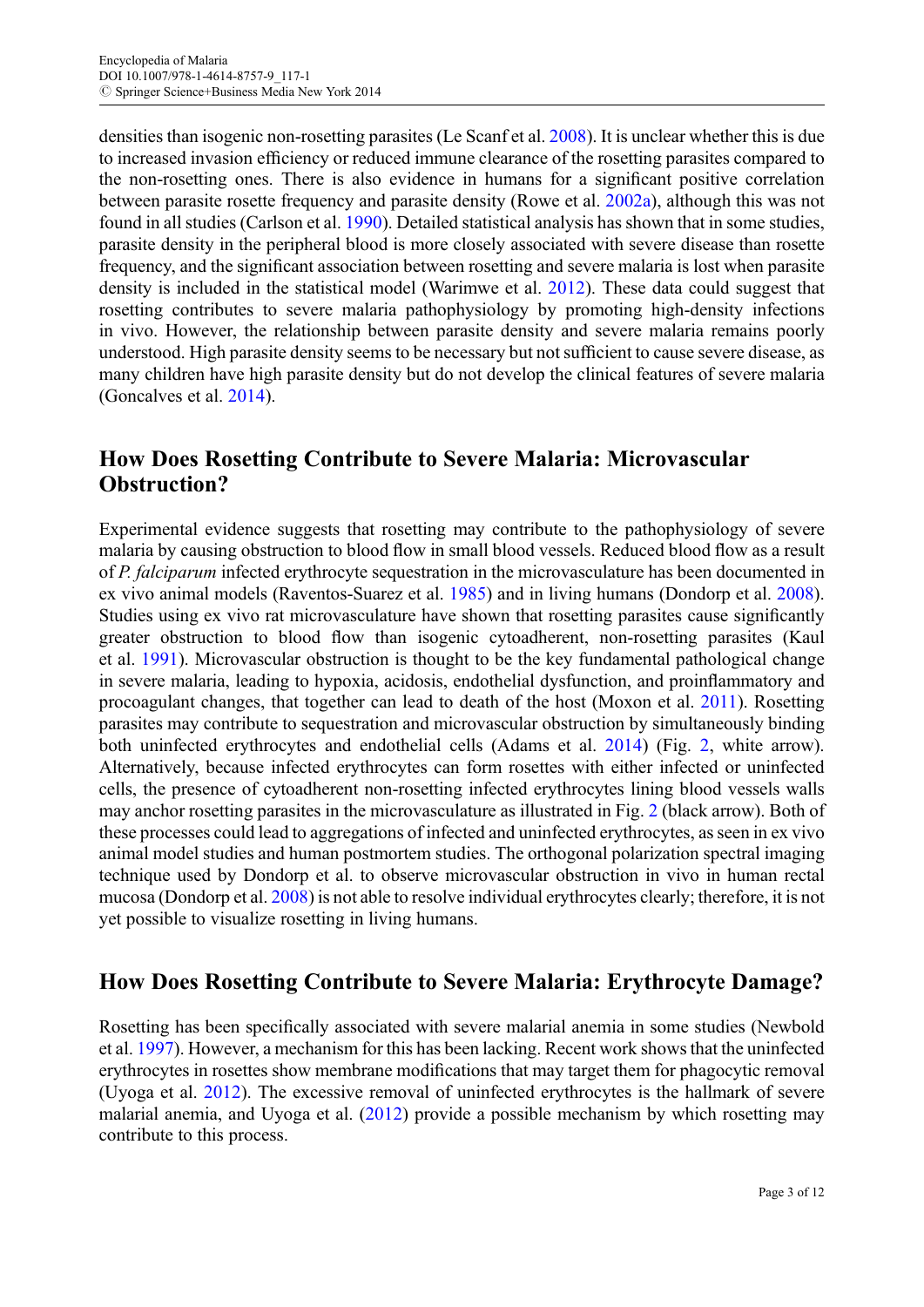densities than isogenic non-rosetting parasites (Le Scanf et al. 2008). It is unclear whether this is due to increased invasion efficiency or reduced immune clearance of the rosetting parasites compared to the non-rosetting ones. There is also evidence in humans for a significant positive correlation between parasite rosette frequency and parasite density (Rowe et al. 2002a), although this was not found in all studies (Carlson et al. 1990). Detailed statistical analysis has shown that in some studies, parasite density in the peripheral blood is more closely associated with severe disease than rosette frequency, and the significant association between rosetting and severe malaria is lost when parasite density is included in the statistical model (Warimwe et al. 2012). These data could suggest that rosetting contributes to severe malaria pathophysiology by promoting high-density infections in vivo. However, the relationship between parasite density and severe malaria remains poorly understood. High parasite density seems to be necessary but not sufficient to cause severe disease, as many children have high parasite density but do not develop the clinical features of severe malaria (Goncalves et al. 2014).

## How Does Rosetting Contribute to Severe Malaria: Microvascular Obstruction?

Experimental evidence suggests that rosetting may contribute to the pathophysiology of severe malaria by causing obstruction to blood flow in small blood vessels. Reduced blood flow as a result of *P. falciparum* infected erythrocyte sequestration in the microvasculature has been documented in ex vivo animal models (Raventos-Suarez et al. 1985) and in living humans (Dondorp et al. 2008). Studies using ex vivo rat microvasculature have shown that rosetting parasites cause significantly greater obstruction to blood flow than isogenic cytoadherent, non-rosetting parasites (Kaul et al. 1991). Microvascular obstruction is thought to be the key fundamental pathological change in severe malaria, leading to hypoxia, acidosis, endothelial dysfunction, and proinflammatory and procoagulant changes, that together can lead to death of the host (Moxon et al. 2011). Rosetting parasites may contribute to sequestration and microvascular obstruction by simultaneously binding both uninfected erythrocytes and endothelial cells (Adams et al. 2014) (Fig. 2, white arrow). Alternatively, because infected erythrocytes can form rosettes with either infected or uninfected cells, the presence of cytoadherent non-rosetting infected erythrocytes lining blood vessels walls may anchor rosetting parasites in the microvasculature as illustrated in Fig. 2 (black arrow). Both of these processes could lead to aggregations of infected and uninfected erythrocytes, as seen in ex vivo animal model studies and human postmortem studies. The orthogonal polarization spectral imaging technique used by Dondorp et al. to observe microvascular obstruction in vivo in human rectal mucosa (Dondorp et al. 2008) is not able to resolve individual erythrocytes clearly; therefore, it is not yet possible to visualize rosetting in living humans.

## How Does Rosetting Contribute to Severe Malaria: Erythrocyte Damage?

Rosetting has been specifically associated with severe malarial anemia in some studies (Newbold et al. 1997). However, a mechanism for this has been lacking. Recent work shows that the uninfected erythrocytes in rosettes show membrane modifications that may target them for phagocytic removal (Uyoga et al. 2012). The excessive removal of uninfected erythrocytes is the hallmark of severe malarial anemia, and Uyoga et al. (2012) provide a possible mechanism by which rosetting may contribute to this process.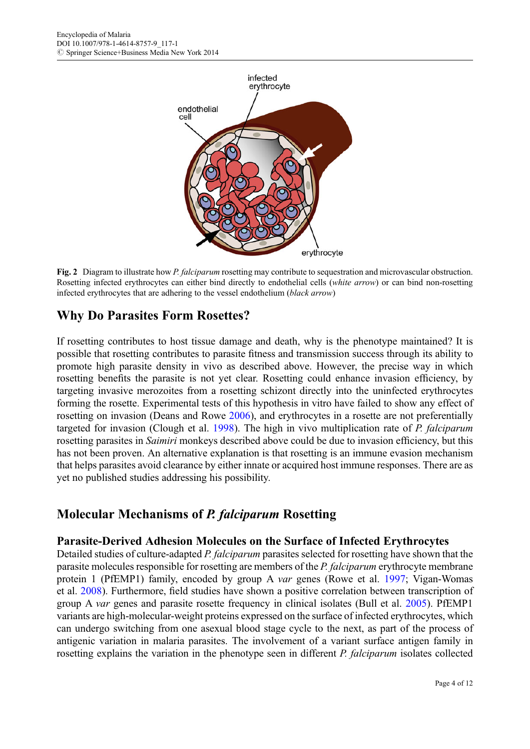infected erythrocyte

endothelial cell

erythrocyte

**Fig. 2** Diagram to illustrate how *P. falciparum* rosetting may contribute to sequestration and microvascular obstruction. Rosetting infected erythrocytes can either bind directly to endothelial cells (*white arrow*) or can bind non-rosetting infected erythrocytes that are adhering to the vessel endothelium (*black arrow*)

## Why Do Parasites Form Rosettes?

If rosetting contributes to host tissue damage and death, why is the phenotype maintained? It is possible that rosetting contributes to parasite fitness and transmission success through its ability to promote high parasite density in vivo as described above. However, the precise way in which rosetting benefits the parasite is not yet clear. Rosetting could enhance invasion efficiency, by targeting invasive merozoites from a rosetting schizont directly into the uninfected erythrocytes forming the rosette. Experimental tests of this hypothesis in vitro have failed to show any effect of rosetting on invasion (Deans and Rowe 2006), and erythrocytes in a rosette are not preferentially targeted for invasion (Clough et al. 1998). The high in vivo multiplication rate of *P. falciparum* rosetting parasites in *Saimiri* monkeys described above could be due to invasion efficiency, but this has not been proven. An alternative explanation is that rosetting is an immune evasion mechanism that helps parasites avoid clearance by either innate or acquired host immune responses. There are as yet no published studies addressing his possibility.

## Molecular Mechanisms of *P. falciparum* Rosetting

### Parasite-Derived Adhesion Molecules on the Surface of Infected Erythrocytes

Detailed studies of culture-adapted *P. falciparum* parasites selected for rosetting have shown that the parasite molecules responsible for rosetting are members of the *P. falciparum* erythrocyte membrane protein 1 (PfEMP1) family, encoded by group A *var* genes (Rowe et al. 1997; Vigan-Womas et al. 2008). Furthermore, field studies have shown a positive correlation between transcription of group A *var* genes and parasite rosette frequency in clinical isolates (Bull et al. 2005). PfEMP1 variants are high-molecular-weight proteins expressed on the surface of infected erythrocytes, which can undergo switching from one asexual blood stage cycle to the next, as part of the process of antigenic variation in malaria parasites. The involvement of a variant surface antigen family in rosetting explains the variation in the phenotype seen in different *P. falciparum* isolates collected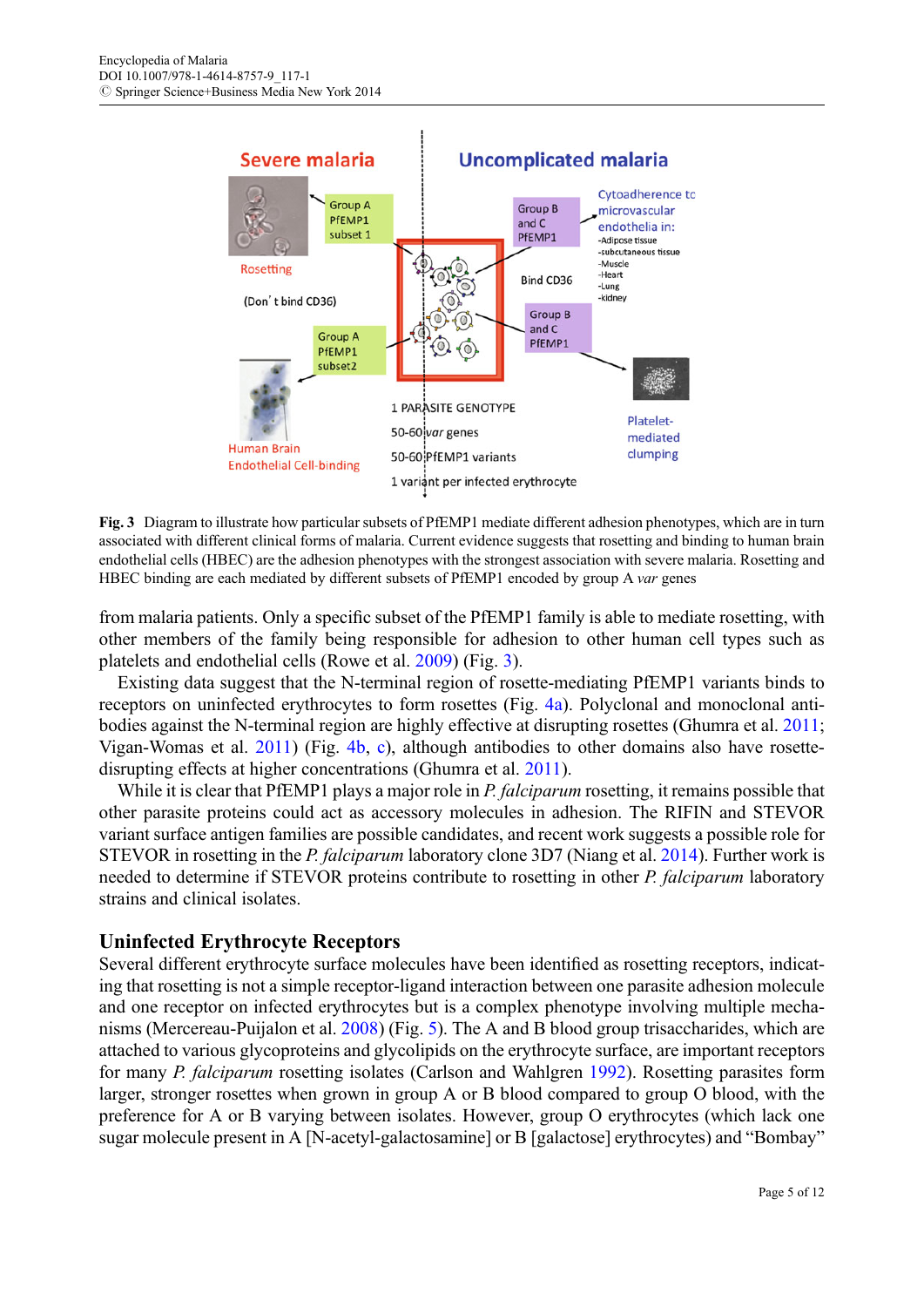Fig. 3 Diagram to illustrate how particular subsets of PfEMP1 mediate different adhesion phenotypes, which are in turn associated with different clinical forms of malaria. Current evidence suggests that rosetting and binding to human brain endothelial cells (HBEC) are the adhesion phenotypes with the strongest association with severe malaria. Rosetting and HBEC binding are each mediated by different subsets of PfEMP1 encoded by group A *var* genes

from malaria patients. Only a specific subset of the PfEMP1 family is able to mediate rosetting, with other members of the family being responsible for adhesion to other human cell types such as platelets and endothelial cells (Rowe et al. 2009) (Fig. 3).

Existing data suggest that the N-terminal region of rosette-mediating PfEMP1 variants binds to receptors on uninfected erythrocytes to form rosettes (Fig. 4a). Polyclonal and monoclonal antibodies against the N-terminal region are highly effective at disrupting rosettes (Ghumra et al. 2011; Vigan-Womas et al. 2011) (Fig. 4b, c), although antibodies to other domains also have rosette-disrupting effects at higher concentrations (Ghumra et al. 2011).

While it is clear that PfEMP1 plays a major role in *P. falciparum* rosetting, it remains possible that other parasite proteins could act as accessory molecules in adhesion. The RIFIN and STEVOR variant surface antigen families are possible candidates, and recent work suggests a possible role for STEVOR in rosetting in the *P. falciparum* laboratory clone 3D7 (Niang et al. 2014). Further work is needed to determine if STEVOR proteins contribute to rosetting in other *P. falciparum* laboratory strains and clinical isolates.

## Uninfected Erythrocyte Receptors

Several different erythrocyte surface molecules have been identified as rosetting receptors, indicating that rosetting is not a simple receptor-ligand interaction between one parasite adhesion molecule and one receptor on infected erythrocytes but is a complex phenotype involving multiple mechanisms (Mercereau-Puijalon et al. 2008) (Fig. 5). The A and B blood group trisaccharides, which are attached to various glycoproteins and glycolipids on the erythrocyte surface, are important receptors for many *P. falciparum* rosetting isolates (Carlson and Wahlgren 1992). Rosetting parasites form larger, stronger rosettes when grown in group A or B blood compared to group O blood, with the preference for A or B varying between isolates. However, group O erythrocytes (which lack one sugar molecule present in A [N-acetyl-galactosamine] or B [galactose] erythrocytes) and "Bombay"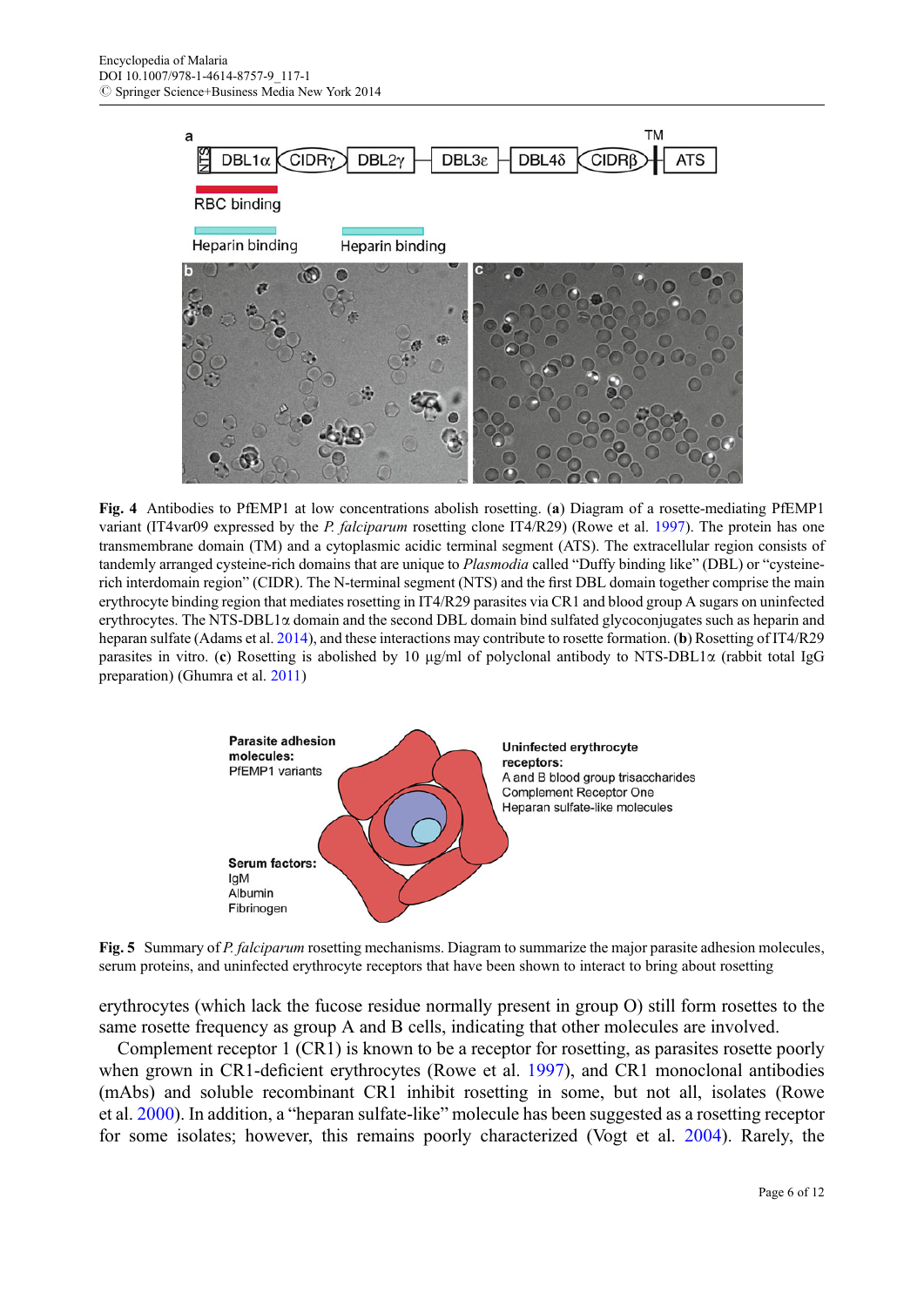**Fig. 4** Antibodies to PfEMP1 at low concentrations abolish rosetting. (**a**) Diagram of a rosette-mediating PfEMP1 variant (IT4var09 expressed by the *P. falciparum* rosetting clone IT4/R29) (Rowe et al. 1997). The protein has one transmembrane domain (TM) and a cytoplasmic acidic terminal segment (ATS). The extracellular region consists of tandemly arranged cysteine-rich domains that are unique to *Plasmodia* called "Duffy binding like" (DBL) or "cysteine-rich interdomain region" (CIDR). The N-terminal segment (NTS) and the first DBL domain together comprise the main erythrocyte binding region that mediates rosetting in IT4/R29 parasites via CR1 and blood group A sugars on uninfected erythrocytes. The NTS-DBL1α domain and the second DBL domain bind sulfated glycoconjugates such as heparin and heparan sulfate (Adams et al. 2014), and these interactions may contribute to rosette formation. (**b**) Rosetting of IT4/R29 parasites in vitro. (**c**) Rosetting is abolished by 10 μg/ml of polyclonal antibody to NTS-DBL1α (rabbit total IgG preparation) (Ghumra et al. 2011)

**Fig. 5** Summary of *P. falciparum* rosetting mechanisms. Diagram to summarize the major parasite adhesion molecules, serum proteins, and uninfected erythrocyte receptors that have been shown to interact to bring about rosetting

erythrocytes (which lack the fucose residue normally present in group O) still form rosettes to the same rosette frequency as group A and B cells, indicating that other molecules are involved.

Complement receptor 1 (CR1) is known to be a receptor for rosetting, as parasites rosette poorly when grown in CR1-deficient erythrocytes (Rowe et al. 1997), and CR1 monoclonal antibodies (mAbs) and soluble recombinant CR1 inhibit rosetting in some, but not all, isolates (Rowe et al. 2000). In addition, a "heparan sulfate-like" molecule has been suggested as a rosetting receptor for some isolates; however, this remains poorly characterized (Vogt et al. 2004). Rarely, the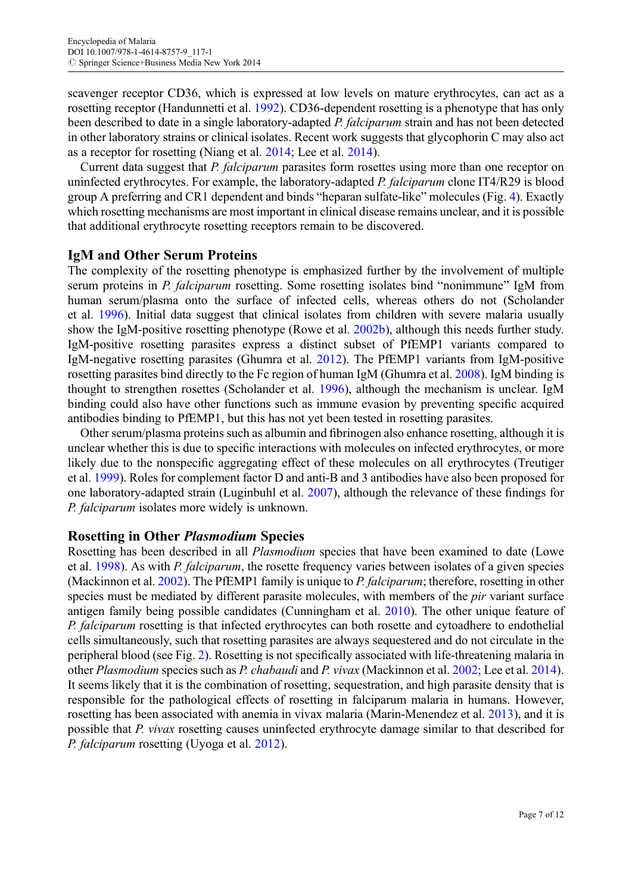scavenger receptor CD36, which is expressed at low levels on mature erythrocytes, can act as a rosetting receptor (Handunnetti et al. 1992). CD36-dependent rosetting is a phenotype that has only been described to date in a single laboratory-adapted *P. falciparum* strain and has not been detected in other laboratory strains or clinical isolates. Recent work suggests that glycophorin C may also act as a receptor for rosetting (Niang et al. 2014; Lee et al. 2014).

Current data suggest that *P. falciparum* parasites form rosettes using more than one receptor on uninfected erythrocytes. For example, the laboratory-adapted *P. falciparum* clone IT4/R29 is blood group A preferring and CR1 dependent and binds "heparan sulfate-like" molecules (Fig. 4). Exactly which rosetting mechanisms are most important in clinical disease remains unclear, and it is possible that additional erythrocyte rosetting receptors remain to be discovered.

## IgM and Other Serum Proteins

The complexity of the rosetting phenotype is emphasized further by the involvement of multiple serum proteins in *P. falciparum* rosetting. Some rosetting isolates bind "nonimmune" IgM from human serum/plasma onto the surface of infected cells, whereas others do not (Scholander et al. 1996). Initial data suggest that clinical isolates from children with severe malaria usually show the IgM-positive rosetting phenotype (Rowe et al. 2002b), although this needs further study. IgM-positive rosetting parasites express a distinct subset of PfEMP1 variants compared to IgM-negative rosetting parasites (Ghumra et al. 2012). The PfEMP1 variants from IgM-positive rosetting parasites bind directly to the Fc region of human IgM (Ghumra et al. 2008). IgM binding is thought to strengthen rosettes (Scholander et al. 1996), although the mechanism is unclear. IgM binding could also have other functions such as immune evasion by preventing specific acquired antibodies binding to PfEMP1, but this has not yet been tested in rosetting parasites.

Other serum/plasma proteins such as albumin and fibrinogen also enhance rosetting, although it is unclear whether this is due to specific interactions with molecules on infected erythrocytes, or more likely due to the nonspecific aggregating effect of these molecules on all erythrocytes (Treutiger et al. 1999). Roles for complement factor D and anti-B and 3 antibodies have also been proposed for one laboratory-adapted strain (Luginbuhl et al. 2007), although the relevance of these findings for *P. falciparum* isolates more widely is unknown.

## Rosetting in Other *Plasmodium* Species

Rosetting has been described in all *Plasmodium* species that have been examined to date (Lowe et al. 1998). As with *P. falciparum*, the rosette frequency varies between isolates of a given species (Mackinnon et al. 2002). The PfEMP1 family is unique to *P. falciparum*; therefore, rosetting in other species must be mediated by different parasite molecules, with members of the *pir* variant surface antigen family being possible candidates (Cunningham et al. 2010). The other unique feature of *P. falciparum* rosetting is that infected erythrocytes can both rosette and cytoadhere to endothelial cells simultaneously, such that rosetting parasites are always sequestered and do not circulate in the peripheral blood (see Fig. 2). Rosetting is not specifically associated with life-threatening malaria in other *Plasmodium* species such as *P. chabaudi* and *P. vivax* (Mackinnon et al. 2002; Lee et al. 2014). It seems likely that it is the combination of rosetting, sequestration, and high parasite density that is responsible for the pathological effects of rosetting in falciparum malaria in humans. However, rosetting has been associated with anemia in vivax malaria (Marin-Menendez et al. 2013), and it is possible that *P. vivax* rosetting causes uninfected erythrocyte damage similar to that described for *P. falciparum* rosetting (Uyoga et al. 2012).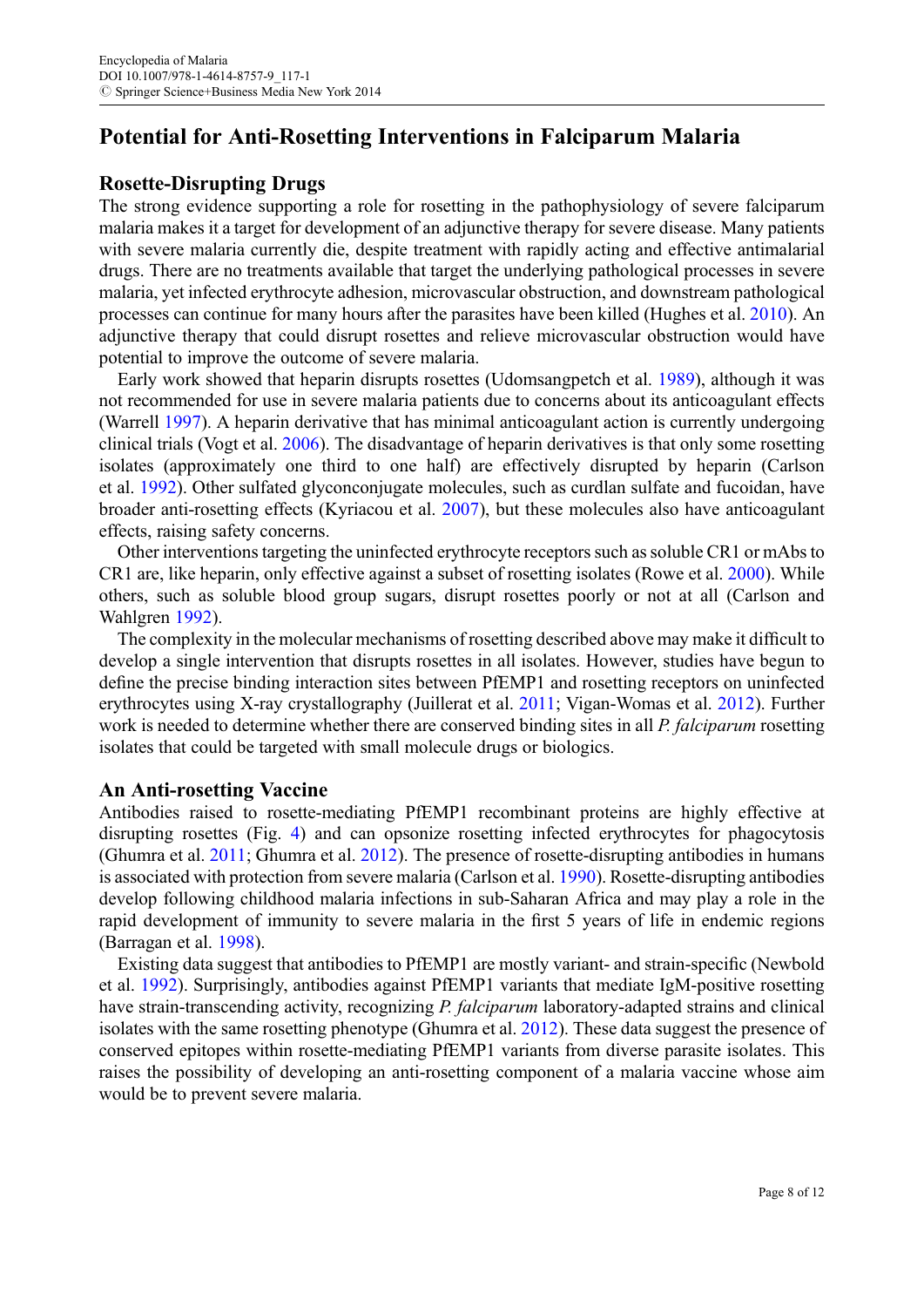## Potential for Anti-Rosetting Interventions in Falciparum Malaria

### Rosette-Disrupting Drugs

The strong evidence supporting a role for rosetting in the pathophysiology of severe falciparum malaria makes it a target for development of an adjunctive therapy for severe disease. Many patients with severe malaria currently die, despite treatment with rapidly acting and effective antimalarial drugs. There are no treatments available that target the underlying pathological processes in severe malaria, yet infected erythrocyte adhesion, microvascular obstruction, and downstream pathological processes can continue for many hours after the parasites have been killed (Hughes et al. 2010). An adjunctive therapy that could disrupt rosettes and relieve microvascular obstruction would have potential to improve the outcome of severe malaria.

Early work showed that heparin disrupts rosettes (Udomsangpetch et al. 1989), although it was not recommended for use in severe malaria patients due to concerns about its anticoagulant effects (Warrell 1997). A heparin derivative that has minimal anticoagulant action is currently undergoing clinical trials (Vogt et al. 2006). The disadvantage of heparin derivatives is that only some rosetting isolates (approximately one third to one half) are effectively disrupted by heparin (Carlson et al. 1992). Other sulfated glyconconjugate molecules, such as curdlan sulfate and fucoidan, have broader anti-rosetting effects (Kyriacou et al. 2007), but these molecules also have anticoagulant effects, raising safety concerns.

Other interventions targeting the uninfected erythrocyte receptors such as soluble CR1 or mAbs to CR1 are, like heparin, only effective against a subset of rosetting isolates (Rowe et al. 2000). While others, such as soluble blood group sugars, disrupt rosettes poorly or not at all (Carlson and Wahlgren 1992).

The complexity in the molecular mechanisms of rosetting described above may make it difficult to develop a single intervention that disrupts rosettes in all isolates. However, studies have begun to define the precise binding interaction sites between PfEMP1 and rosetting receptors on uninfected erythrocytes using X-ray crystallography (Juillerat et al. 2011; Vigan-Womas et al. 2012). Further work is needed to determine whether there are conserved binding sites in all *P. falciparum* rosetting isolates that could be targeted with small molecule drugs or biologics.

### An Anti-rosetting Vaccine

Antibodies raised to rosette-mediating PfEMP1 recombinant proteins are highly effective at disrupting rosettes (Fig. 4) and can opsonize rosetting infected erythrocytes for phagocytosis (Ghumra et al. 2011; Ghumra et al. 2012). The presence of rosette-disrupting antibodies in humans is associated with protection from severe malaria (Carlson et al. 1990). Rosette-disrupting antibodies develop following childhood malaria infections in sub-Saharan Africa and may play a role in the rapid development of immunity to severe malaria in the first 5 years of life in endemic regions (Barragan et al. 1998).

Existing data suggest that antibodies to PfEMP1 are mostly variant- and strain-specific (Newbold et al. 1992). Surprisingly, antibodies against PfEMP1 variants that mediate IgM-positive rosetting have strain-transcending activity, recognizing *P. falciparum* laboratory-adapted strains and clinical isolates with the same rosetting phenotype (Ghumra et al. 2012). These data suggest the presence of conserved epitopes within rosette-mediating PfEMP1 variants from diverse parasite isolates. This raises the possibility of developing an anti-rosetting component of a malaria vaccine whose aim would be to prevent severe malaria.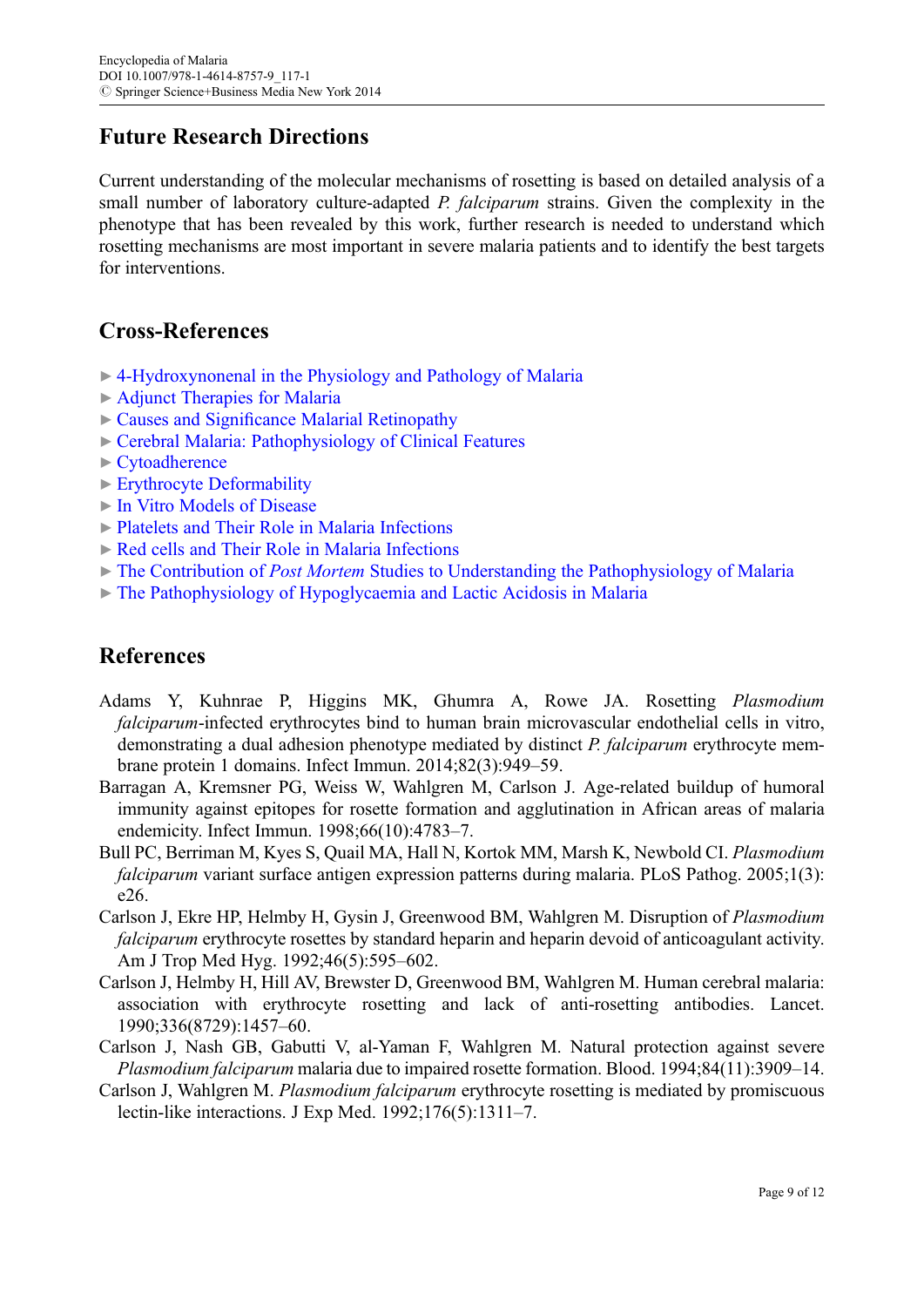## Future Research Directions

Current understanding of the molecular mechanisms of rosetting is based on detailed analysis of a small number of laboratory culture-adapted *P. falciparum* strains. Given the complexity in the phenotype that has been revealed by this work, further research is needed to understand which rosetting mechanisms are most important in severe malaria patients and to identify the best targets for interventions.

## Cross-References

- ► 4-Hydroxynonenal in the Physiology and Pathology of Malaria
- ► Adjunct Therapies for Malaria
- ► Causes and Significance Malarial Retinopathy
- ► Cerebral Malaria: Pathophysiology of Clinical Features
- ► Cytoadherence
- ► Erythrocyte Deformability
- ► In Vitro Models of Disease
- ► Platelets and Their Role in Malaria Infections
- ► Red cells and Their Role in Malaria Infections
- ► The Contribution of *Post Mortem* Studies to Understanding the Pathophysiology of Malaria
- ► The Pathophysiology of Hypoglycaemia and Lactic Acidosis in Malaria

## References

Adams Y, Kuhnrae P, Higgins MK, Ghumra A, Rowe JA. Rosetting *Plasmodium falciparum*-infected erythrocytes bind to human brain microvascular endothelial cells in vitro, demonstrating a dual adhesion phenotype mediated by distinct *P. falciparum* erythrocyte membrane protein 1 domains. Infect Immun. 2014;82(3):949–59.

Barragan A, Kremsner PG, Weiss W, Wahlgren M, Carlson J. Age-related buildup of humoral immunity against epitopes for rosette formation and agglutination in African areas of malaria endemicity. Infect Immun. 1998;66(10):4783–7.

Bull PC, Berriman M, Kyes S, Quail MA, Hall N, Kortok MM, Marsh K, Newbold CI. *Plasmodium falciparum* variant surface antigen expression patterns during malaria. PLoS Pathog. 2005;1(3): e26.

Carlson J, Ekre HP, Helmby H, Gysin J, Greenwood BM, Wahlgren M. Disruption of *Plasmodium falciparum* erythrocyte rosettes by standard heparin and heparin devoid of anticoagulant activity. Am J Trop Med Hyg. 1992;46(5):595–602.

Carlson J, Helmby H, Hill AV, Brewster D, Greenwood BM, Wahlgren M. Human cerebral malaria: association with erythrocyte rosetting and lack of anti-rosetting antibodies. Lancet. 1990;336(8729):1457–60.

Carlson J, Nash GB, Gabutti V, al-Yaman F, Wahlgren M. Natural protection against severe *Plasmodium falciparum* malaria due to impaired rosette formation. Blood. 1994;84(11):3909–14.

Carlson J, Wahlgren M. *Plasmodium falciparum* erythrocyte rosetting is mediated by promiscuous lectin-like interactions. J Exp Med. 1992;176(5):1311–7.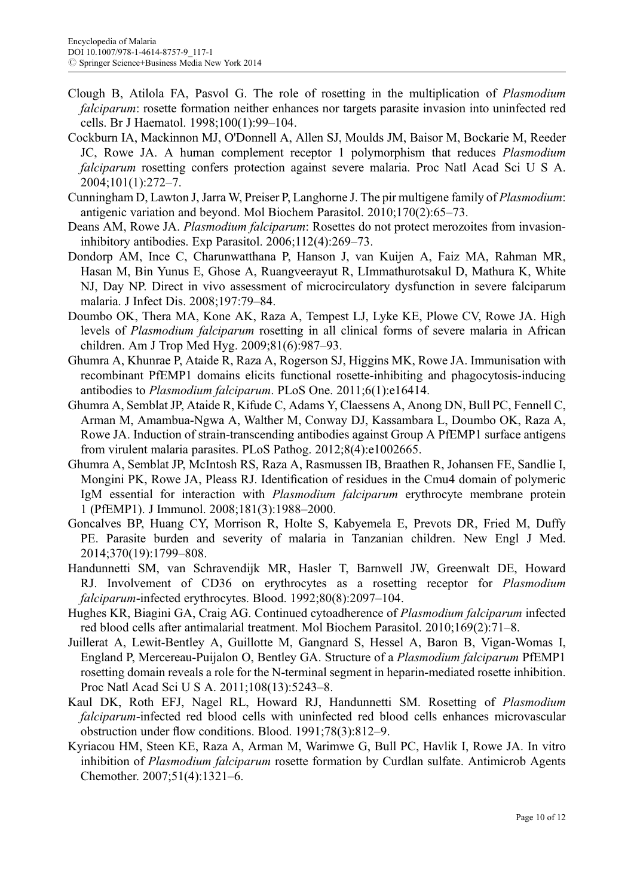Clough B, Atilola FA, Pasvol G. The role of rosetting in the multiplication of *Plasmodium falciparum*: rosette formation neither enhances nor targets parasite invasion into uninfected red cells. Br J Haematol. 1998;100(1):99–104.

Cockburn IA, Mackinnon MJ, O'Donnell A, Allen SJ, Moulds JM, Baisor M, Bockarie M, Reeder JC, Rowe JA. A human complement receptor 1 polymorphism that reduces *Plasmodium falciparum* rosetting confers protection against severe malaria. Proc Natl Acad Sci U S A. 2004;101(1):272–7.

Cunningham D, Lawton J, Jarra W, Preiser P, Langhorne J. The pir multigene family of *Plasmodium*: antigenic variation and beyond. Mol Biochem Parasitol. 2010;170(2):65–73.

Deans AM, Rowe JA. *Plasmodium falciparum*: Rosettes do not protect merozoites from invasion-inhibitory antibodies. Exp Parasitol. 2006;112(4):269–73.

Dondorp AM, Ince C, Charunwatthana P, Hanson J, van Kuijen A, Faiz MA, Rahman MR, Hasan M, Bin Yunus E, Ghose A, Ruangveerayut R, LImmathurotsakul D, Mathura K, White NJ, Day NP. Direct in vivo assessment of microcirculatory dysfunction in severe falciparum malaria. J Infect Dis. 2008;197:79–84.

Doumbo OK, Thera MA, Kone AK, Raza A, Tempest LJ, Lyke KE, Plowe CV, Rowe JA. High levels of *Plasmodium falciparum* rosetting in all clinical forms of severe malaria in African children. Am J Trop Med Hyg. 2009;81(6):987–93.

Ghumra A, Khunrae P, Ataide R, Raza A, Rogerson SJ, Higgins MK, Rowe JA. Immunisation with recombinant PfEMP1 domains elicits functional rosette-inhibiting and phagocytosis-inducing antibodies to *Plasmodium falciparum*. PLoS One. 2011;6(1):e16414.

Ghumra A, Semblat JP, Ataide R, Kifude C, Adams Y, Claessens A, Anong DN, Bull PC, Fennell C, Arman M, Amambua-Ngwa A, Walther M, Conway DJ, Kassambara L, Doumbo OK, Raza A, Rowe JA. Induction of strain-transcending antibodies against Group A PfEMP1 surface antigens from virulent malaria parasites. PLoS Pathog. 2012;8(4):e1002665.

Ghumra A, Semblat JP, McIntosh RS, Raza A, Rasmussen IB, Braathen R, Johansen FE, Sandlie I, Mongini PK, Rowe JA, Pleass RJ. Identification of residues in the Cmu4 domain of polymeric IgM essential for interaction with *Plasmodium falciparum* erythrocyte membrane protein 1 (PfEMP1). J Immunol. 2008;181(3):1988–2000.

Goncalves BP, Huang CY, Morrison R, Holte S, Kabyemela E, Prevots DR, Fried M, Duffy PE. Parasite burden and severity of malaria in Tanzanian children. New Engl J Med. 2014;370(19):1799–808.

Handunnetti SM, van Schravendijk MR, Hasler T, Barnwell JW, Greenwalt DE, Howard RJ. Involvement of CD36 on erythrocytes as a rosetting receptor for *Plasmodium falciparum*-infected erythrocytes. Blood. 1992;80(8):2097–104.

Hughes KR, Biagini GA, Craig AG. Continued cytoadherence of *Plasmodium falciparum* infected red blood cells after antimalarial treatment. Mol Biochem Parasitol. 2010;169(2):71–8.

Juillerat A, Lewit-Bentley A, Guillotte M, Gangnard S, Hessel A, Baron B, Vigan-Womas I, England P, Mercereau-Puijalon O, Bentley GA. Structure of a *Plasmodium falciparum* PfEMP1 rosetting domain reveals a role for the N-terminal segment in heparin-mediated rosette inhibition. Proc Natl Acad Sci U S A. 2011;108(13):5243–8.

Kaul DK, Roth EFJ, Nagel RL, Howard RJ, Handunnetti SM. Rosetting of *Plasmodium falciparum*-infected red blood cells with uninfected red blood cells enhances microvascular obstruction under flow conditions. Blood. 1991;78(3):812–9.

Kyriacou HM, Steen KE, Raza A, Arman M, Warimwe G, Bull PC, Havlik I, Rowe JA. In vitro inhibition of *Plasmodium falciparum* rosette formation by Curdlan sulfate. Antimicrob Agents Chemother. 2007;51(4):1321–6.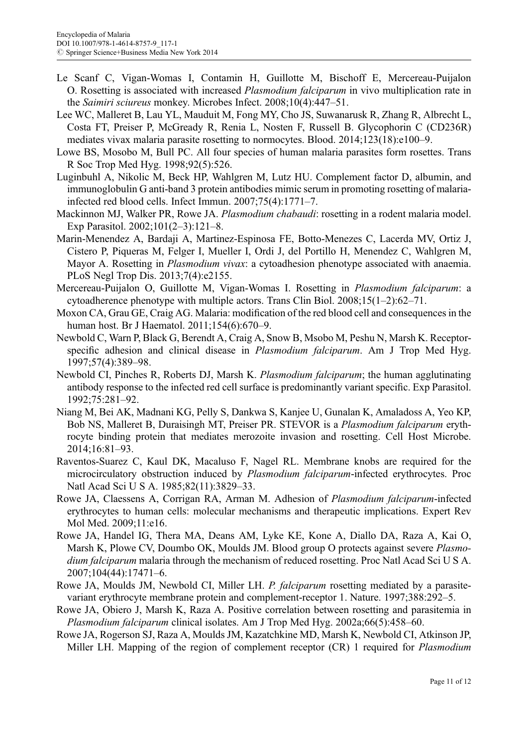Le Scanf C, Vigan-Womas I, Contamin H, Guillotte M, Bischoff E, Mercereau-Puijalon O. Rosetting is associated with increased *Plasmodium falciparum* in vivo multiplication rate in the *Saimiri sciureus* monkey. Microbes Infect. 2008;10(4):447–51.

Lee WC, Malleret B, Lau YL, Mauduit M, Fong MY, Cho JS, Suwanarusk R, Zhang R, Albrecht L, Costa FT, Preiser P, McGready R, Renia L, Nosten F, Russell B. Glycophorin C (CD236R) mediates vivax malaria parasite rosetting to normocytes. Blood. 2014;123(18):e100–9.

Lowe BS, Mosobo M, Bull PC. All four species of human malaria parasites form rosettes. Trans R Soc Trop Med Hyg. 1998;92(5):526.

Luginbuhl A, Nikolic M, Beck HP, Wahlgren M, Lutz HU. Complement factor D, albumin, and immunoglobulin G anti-band 3 protein antibodies mimic serum in promoting rosetting of malaria-infected red blood cells. Infect Immun. 2007;75(4):1771–7.

Mackinnon MJ, Walker PR, Rowe JA. *Plasmodium chabaudi*: rosetting in a rodent malaria model. Exp Parasitol. 2002;101(2–3):121–8.

Marin-Menendez A, Bardaji A, Martinez-Espinosa FE, Botto-Menezes C, Lacerda MV, Ortiz J, Cistero P, Piqueras M, Felger I, Mueller I, Ordi J, del Portillo H, Menendez C, Wahlgren M, Mayor A. Rosetting in *Plasmodium vivax*: a cytoadhesion phenotype associated with anaemia. PLoS Negl Trop Dis. 2013;7(4):e2155.

Mercereau-Puijalon O, Guillotte M, Vigan-Womas I. Rosetting in *Plasmodium falciparum*: a cytoadherence phenotype with multiple actors. Trans Clin Biol. 2008;15(1–2):62–71.

Moxon CA, Grau GE, Craig AG. Malaria: modification of the red blood cell and consequences in the human host. Br J Haematol. 2011;154(6):670–9.

Newbold C, Warn P, Black G, Berendt A, Craig A, Snow B, Msobo M, Peshu N, Marsh K. Receptor-specific adhesion and clinical disease in *Plasmodium falciparum*. Am J Trop Med Hyg. 1997;57(4):389–98.

Newbold CI, Pinches R, Roberts DJ, Marsh K. *Plasmodium falciparum*; the human agglutinating antibody response to the infected red cell surface is predominantly variant specific. Exp Parasitol. 1992;75:281–92.

Niang M, Bei AK, Madnani KG, Pelly S, Dankwa S, Kanjee U, Gunalan K, Amaladoss A, Yeo KP, Bob NS, Malleret B, Duraisingh MT, Preiser PR. STEVOR is a *Plasmodium falciparum* erythrocyte binding protein that mediates merozoite invasion and rosetting. Cell Host Microbe. 2014;16:81–93.

Raventos-Suarez C, Kaul DK, Macaluso F, Nagel RL. Membrane knobs are required for the microcirculatory obstruction induced by *Plasmodium falciparum*-infected erythrocytes. Proc Natl Acad Sci U S A. 1985;82(11):3829–33.

Rowe JA, Claessens A, Corrigan RA, Arman M. Adhesion of *Plasmodium falciparum*-infected erythrocytes to human cells: molecular mechanisms and therapeutic implications. Expert Rev Mol Med. 2009;11:e16.

Rowe JA, Handel IG, Thera MA, Deans AM, Lyke KE, Kone A, Diallo DA, Raza A, Kai O, Marsh K, Plowe CV, Doumbo OK, Moulds JM. Blood group O protects against severe *Plasmodium falciparum* malaria through the mechanism of reduced rosetting. Proc Natl Acad Sci U S A. 2007;104(44):17471–6.

Rowe JA, Moulds JM, Newbold CI, Miller LH. *P. falciparum* rosetting mediated by a parasite-variant erythrocyte membrane protein and complement-receptor 1. Nature. 1997;388:292–5.

Rowe JA, Obiero J, Marsh K, Raza A. Positive correlation between rosetting and parasitemia in *Plasmodium falciparum* clinical isolates. Am J Trop Med Hyg. 2002a;66(5):458–60.

Rowe JA, Rogerson SJ, Raza A, Moulds JM, Kazatchkine MD, Marsh K, Newbold CI, Atkinson JP, Miller LH. Mapping of the region of complement receptor (CR) 1 required for *Plasmodium*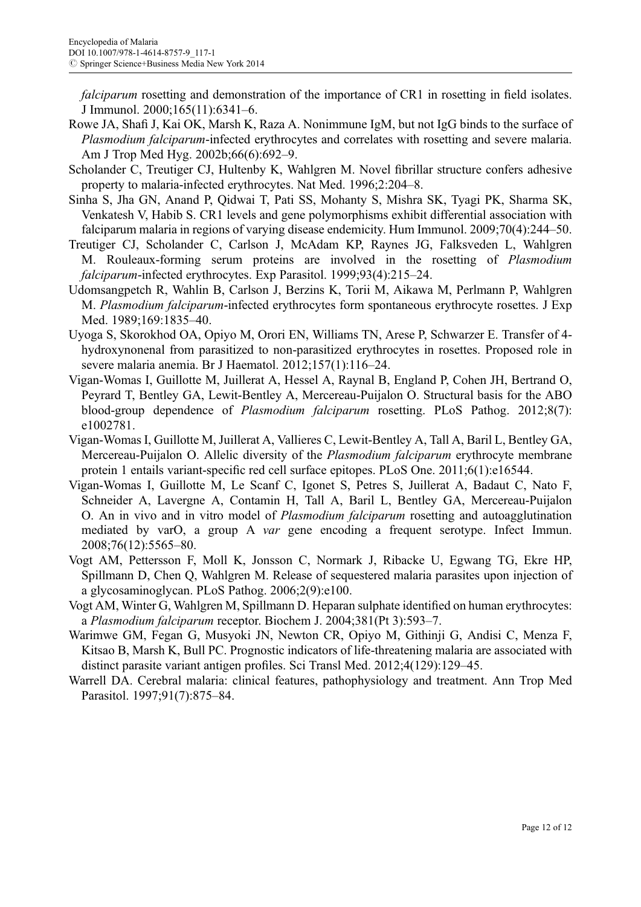*falciparum* rosetting and demonstration of the importance of CR1 in rosetting in field isolates. J Immunol. 2000;165(11):6341–6.

Rowe JA, Shafi J, Kai OK, Marsh K, Raza A. Nonimmune IgM, but not IgG binds to the surface of *Plasmodium falciparum*-infected erythrocytes and correlates with rosetting and severe malaria. Am J Trop Med Hyg. 2002b;66(6):692–9.

Scholander C, Treutiger CJ, Hultenby K, Wahlgren M. Novel fibrillar structure confers adhesive property to malaria-infected erythrocytes. Nat Med. 1996;2:204–8.

Sinha S, Jha GN, Anand P, Qidwai T, Pati SS, Mohanty S, Mishra SK, Tyagi PK, Sharma SK, Venkatesh V, Habib S. CR1 levels and gene polymorphisms exhibit differential association with falciparum malaria in regions of varying disease endemicity. Hum Immunol. 2009;70(4):244–50.

Treutiger CJ, Scholander C, Carlson J, McAdam KP, Raynes JG, Falksveden L, Wahlgren M. Rouleaux-forming serum proteins are involved in the rosetting of *Plasmodium falciparum*-infected erythrocytes. Exp Parasitol. 1999;93(4):215–24.

Udomsangpetch R, Wahlin B, Carlson J, Berzins K, Torii M, Aikawa M, Perlmann P, Wahlgren M. *Plasmodium falciparum*-infected erythrocytes form spontaneous erythrocyte rosettes. J Exp Med. 1989;169:1835–40.

Uyoga S, Skorokhod OA, Opiyo M, Orori EN, Williams TN, Arese P, Schwarzer E. Transfer of 4-hydroxynonenal from parasitized to non-parasitized erythrocytes in rosettes. Proposed role in severe malaria anemia. Br J Haematol. 2012;157(1):116–24.

Vigan-Womas I, Guillotte M, Juillerat A, Hessel A, Raynal B, England P, Cohen JH, Bertrand O, Peyrard T, Bentley GA, Lewit-Bentley A, Mercereau-Puijalon O. Structural basis for the ABO blood-group dependence of *Plasmodium falciparum* rosetting. PLoS Pathog. 2012;8(7): e1002781.

Vigan-Womas I, Guillotte M, Juillerat A, Vallieres C, Lewit-Bentley A, Tall A, Baril L, Bentley GA, Mercereau-Puijalon O. Allelic diversity of the *Plasmodium falciparum* erythrocyte membrane protein 1 entails variant-specific red cell surface epitopes. PLoS One. 2011;6(1):e16544.

Vigan-Womas I, Guillotte M, Le Scanf C, Igonet S, Petres S, Juillerat A, Badaut C, Nato F, Schneider A, Lavergne A, Contamin H, Tall A, Baril L, Bentley GA, Mercereau-Puijalon O. An in vivo and in vitro model of *Plasmodium falciparum* rosetting and autoagglutination mediated by varO, a group A *var* gene encoding a frequent serotype. Infect Immun. 2008;76(12):5565–80.

Vogt AM, Pettersson F, Moll K, Jonsson C, Normark J, Ribacke U, Egwang TG, Ekre HP, Spillmann D, Chen Q, Wahlgren M. Release of sequestered malaria parasites upon injection of a glycosaminoglycan. PLoS Pathog. 2006;2(9):e100.

Vogt AM, Winter G, Wahlgren M, Spillmann D. Heparan sulphate identified on human erythrocytes: a *Plasmodium falciparum* receptor. Biochem J. 2004;381(Pt 3):593–7.

Warimwe GM, Fegan G, Musyoki JN, Newton CR, Opiyo M, Githinji G, Andisi C, Menza F, Kitsao B, Marsh K, Bull PC. Prognostic indicators of life-threatening malaria are associated with distinct parasite variant antigen profiles. Sci Transl Med. 2012;4(129):129–45.

Warrell DA. Cerebral malaria: clinical features, pathophysiology and treatment. Ann Trop Med Parasitol. 1997;91(7):875–84.